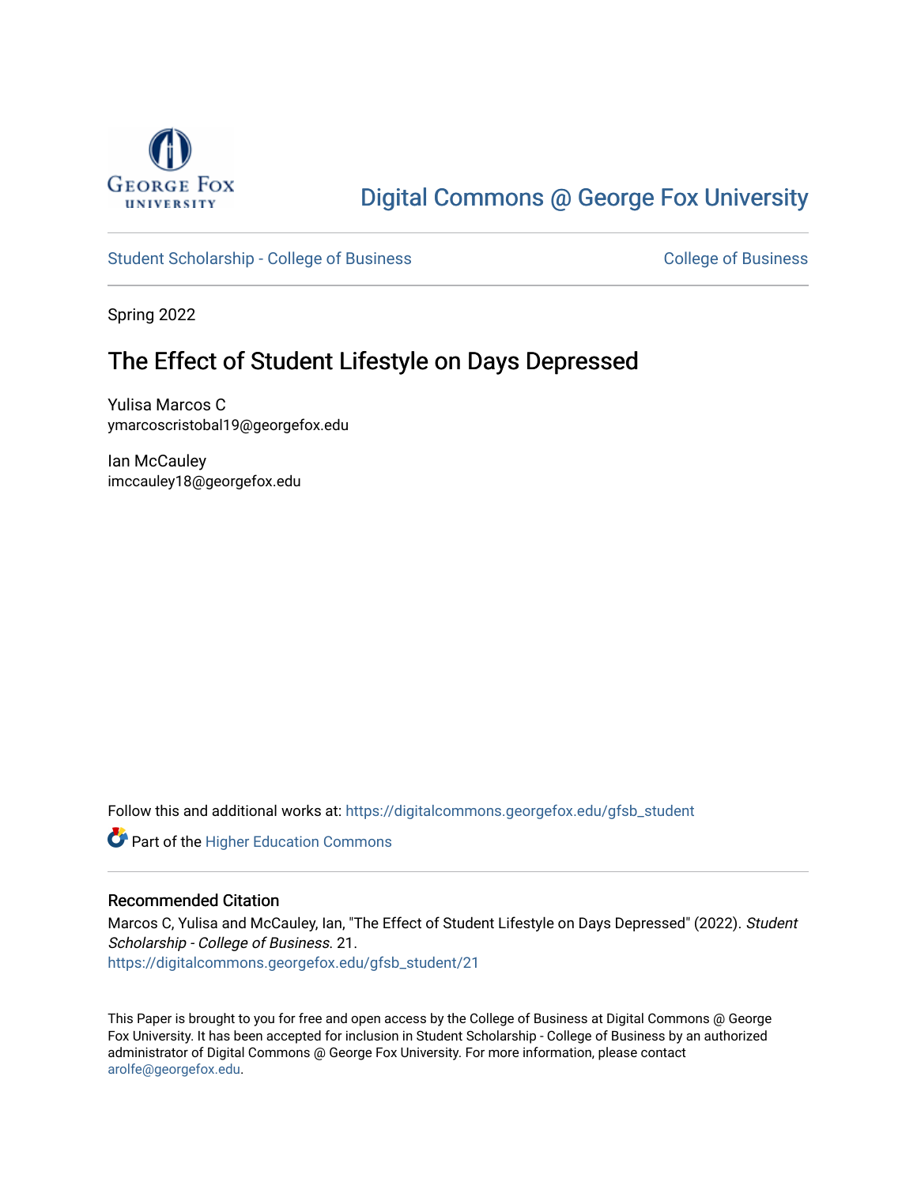Digital Commons @ George Fox University

Student Scholarship - College of Business

College of Business

Spring 2022

# The Effect of Student Lifestyle on Days Depressed

Yulisa Marcos C
ymarcoscristobal19@georgefox.edu

Ian McCauley
imccauley18@georgefox.edu

Follow this and additional works at: https://digitalcommons.georgefox.edu/gfsb_student

Part of the Higher Education Commons

### Recommended Citation

Marcos C, Yulisa and McCauley, Ian, "The Effect of Student Lifestyle on Days Depressed" (2022). *Student Scholarship - College of Business*. 21.
https://digitalcommons.georgefox.edu/gfsb_student/21

This Paper is brought to you for free and open access by the College of Business at Digital Commons @ George Fox University. It has been accepted for inclusion in Student Scholarship - College of Business by an authorized administrator of Digital Commons @ George Fox University. For more information, please contact arolfe@georgefox.edu.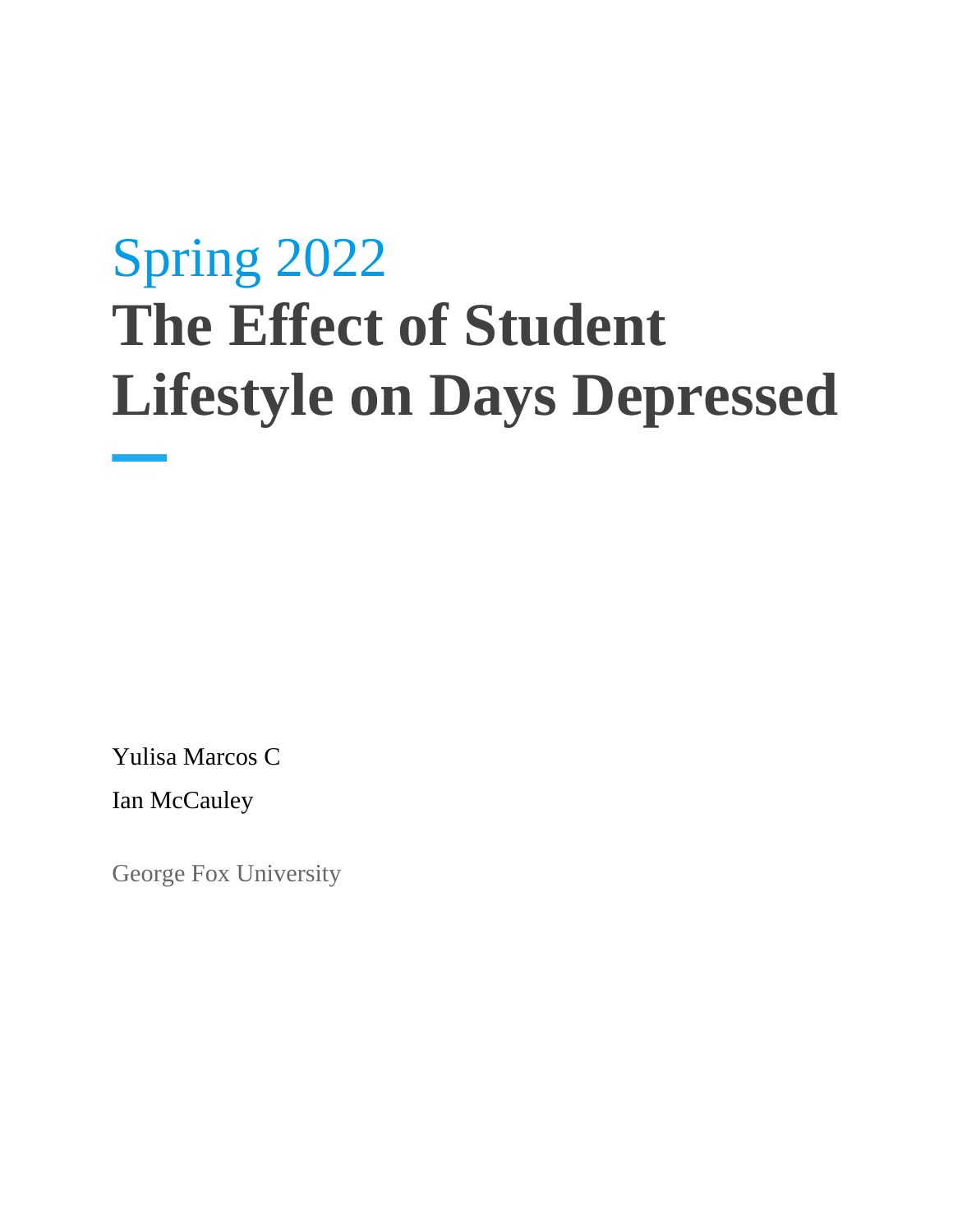Spring 2022

# The Effect of Student Lifestyle on Days Depressed

Yulisa Marcos C

Ian McCauley

George Fox University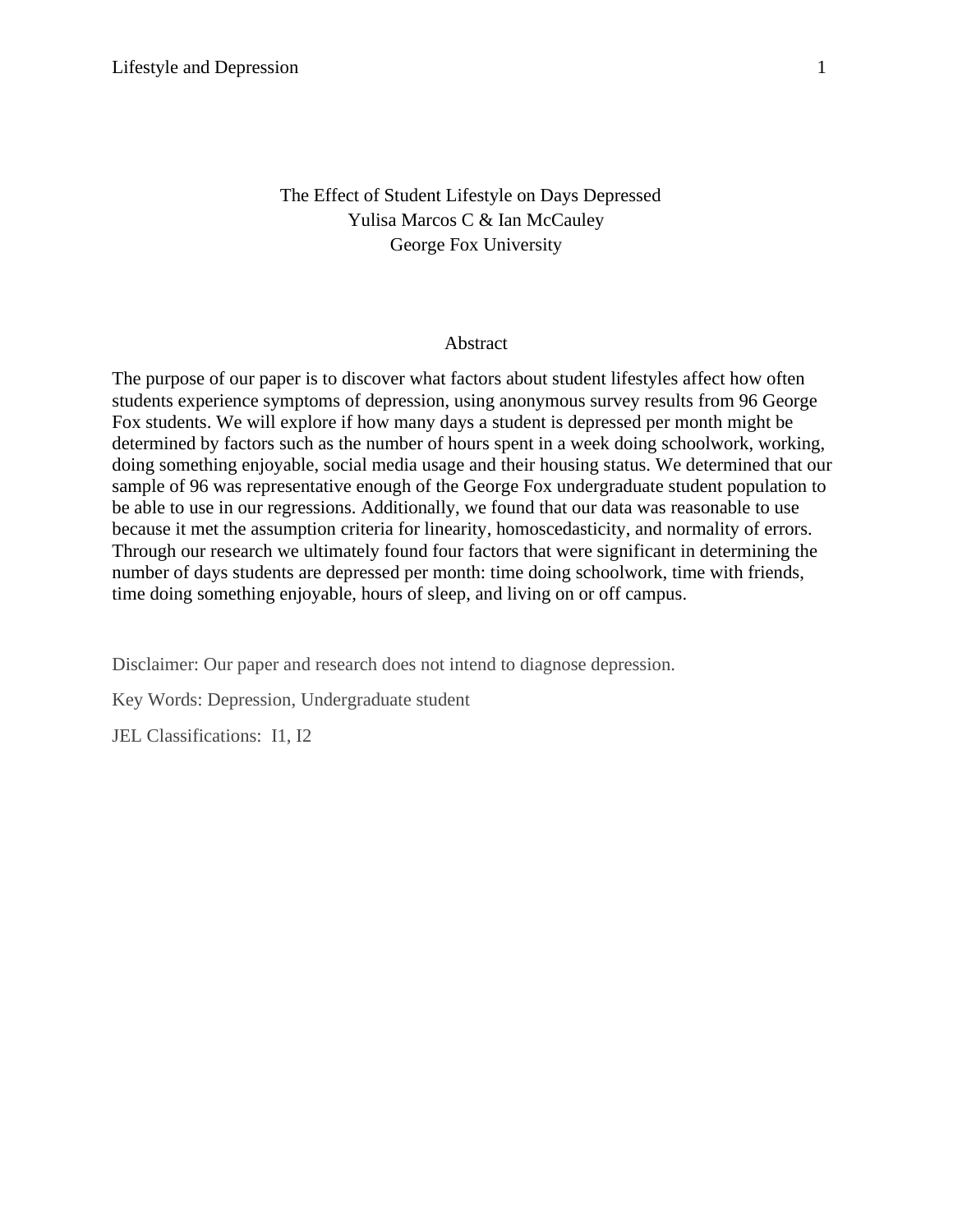# The Effect of Student Lifestyle on Days Depressed

Yulisa Marcos C & Ian McCauley

George Fox University

## Abstract

The purpose of our paper is to discover what factors about student lifestyles affect how often students experience symptoms of depression, using anonymous survey results from 96 George Fox students. We will explore if how many days a student is depressed per month might be determined by factors such as the number of hours spent in a week doing schoolwork, working, doing something enjoyable, social media usage and their housing status. We determined that our sample of 96 was representative enough of the George Fox undergraduate student population to be able to use in our regressions. Additionally, we found that our data was reasonable to use because it met the assumption criteria for linearity, homoscedasticity, and normality of errors. Through our research we ultimately found four factors that were significant in determining the number of days students are depressed per month: time doing schoolwork, time with friends, time doing something enjoyable, hours of sleep, and living on or off campus.

Disclaimer: Our paper and research does not intend to diagnose depression.

Key Words: Depression, Undergraduate student

JEL Classifications: I1, I2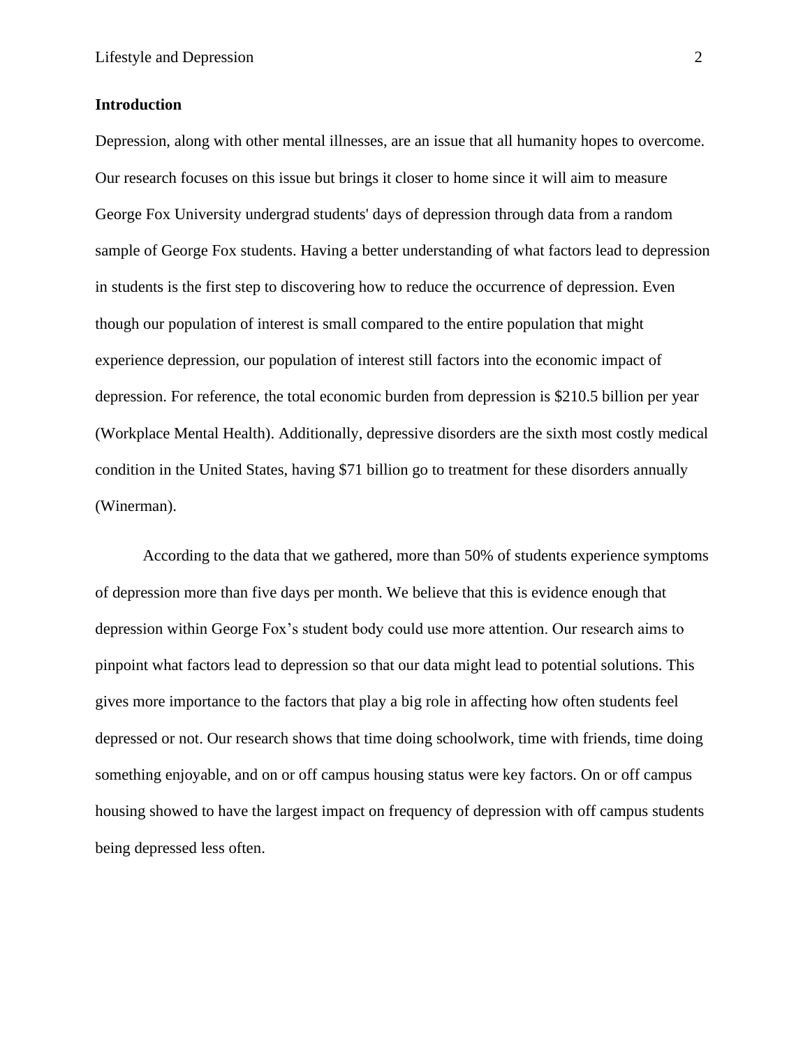## Introduction

Depression, along with other mental illnesses, are an issue that all humanity hopes to overcome. Our research focuses on this issue but brings it closer to home since it will aim to measure George Fox University undergrad students' days of depression through data from a random sample of George Fox students. Having a better understanding of what factors lead to depression in students is the first step to discovering how to reduce the occurrence of depression. Even though our population of interest is small compared to the entire population that might experience depression, our population of interest still factors into the economic impact of depression. For reference, the total economic burden from depression is $210.5 billion per year (Workplace Mental Health). Additionally, depressive disorders are the sixth most costly medical condition in the United States, having $71 billion go to treatment for these disorders annually (Winerman).

According to the data that we gathered, more than 50% of students experience symptoms of depression more than five days per month. We believe that this is evidence enough that depression within George Fox's student body could use more attention. Our research aims to pinpoint what factors lead to depression so that our data might lead to potential solutions. This gives more importance to the factors that play a big role in affecting how often students feel depressed or not. Our research shows that time doing schoolwork, time with friends, time doing something enjoyable, and on or off campus housing status were key factors. On or off campus housing showed to have the largest impact on frequency of depression with off campus students being depressed less often.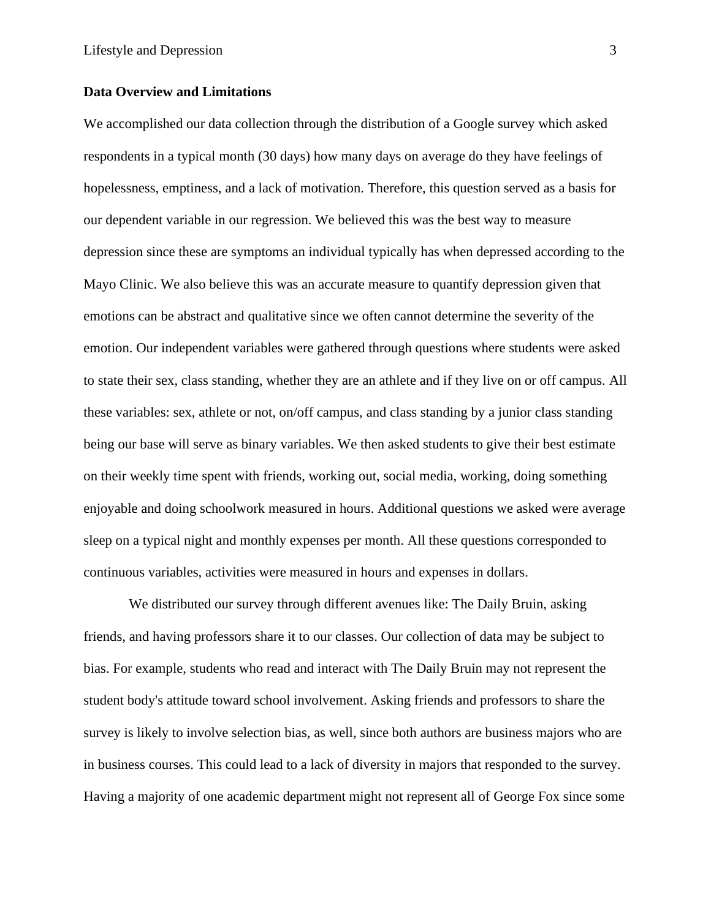**Data Overview and Limitations**

We accomplished our data collection through the distribution of a Google survey which asked respondents in a typical month (30 days) how many days on average do they have feelings of hopelessness, emptiness, and a lack of motivation. Therefore, this question served as a basis for our dependent variable in our regression. We believed this was the best way to measure depression since these are symptoms an individual typically has when depressed according to the Mayo Clinic. We also believe this was an accurate measure to quantify depression given that emotions can be abstract and qualitative since we often cannot determine the severity of the emotion. Our independent variables were gathered through questions where students were asked to state their sex, class standing, whether they are an athlete and if they live on or off campus. All these variables: sex, athlete or not, on/off campus, and class standing by a junior class standing being our base will serve as binary variables. We then asked students to give their best estimate on their weekly time spent with friends, working out, social media, working, doing something enjoyable and doing schoolwork measured in hours. Additional questions we asked were average sleep on a typical night and monthly expenses per month. All these questions corresponded to continuous variables, activities were measured in hours and expenses in dollars.

We distributed our survey through different avenues like: The Daily Bruin, asking friends, and having professors share it to our classes. Our collection of data may be subject to bias. For example, students who read and interact with The Daily Bruin may not represent the student body's attitude toward school involvement. Asking friends and professors to share the survey is likely to involve selection bias, as well, since both authors are business majors who are in business courses. This could lead to a lack of diversity in majors that responded to the survey. Having a majority of one academic department might not represent all of George Fox since some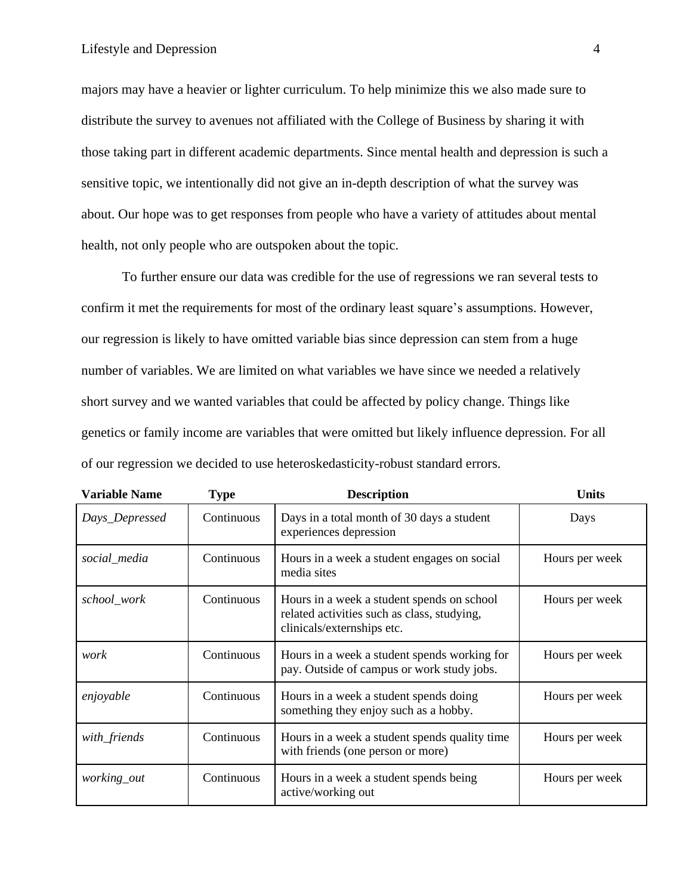majors may have a heavier or lighter curriculum. To help minimize this we also made sure to distribute the survey to avenues not affiliated with the College of Business by sharing it with those taking part in different academic departments. Since mental health and depression is such a sensitive topic, we intentionally did not give an in-depth description of what the survey was about. Our hope was to get responses from people who have a variety of attitudes about mental health, not only people who are outspoken about the topic.

To further ensure our data was credible for the use of regressions we ran several tests to confirm it met the requirements for most of the ordinary least square's assumptions. However, our regression is likely to have omitted variable bias since depression can stem from a huge number of variables. We are limited on what variables we have since we needed a relatively short survey and we wanted variables that could be affected by policy change. Things like genetics or family income are variables that were omitted but likely influence depression. For all of our regression we decided to use heteroskedasticity-robust standard errors.

| Variable Name | Type | Description | Units |
| --- | --- | --- | --- |
| *Days_Depressed* | Continuous | Days in a total month of 30 days a student experiences depression | Days |
| *social_media* | Continuous | Hours in a week a student engages on social media sites | Hours per week |
| *school_work* | Continuous | Hours in a week a student spends on school related activities such as class, studying, clinicals/externships etc. | Hours per week |
| *work* | Continuous | Hours in a week a student spends working for pay. Outside of campus or work study jobs. | Hours per week |
| *enjoyable* | Continuous | Hours in a week a student spends doing something they enjoy such as a hobby. | Hours per week |
| *with_friends* | Continuous | Hours in a week a student spends quality time with friends (one person or more) | Hours per week |
| *working_out* | Continuous | Hours in a week a student spends being active/working out | Hours per week |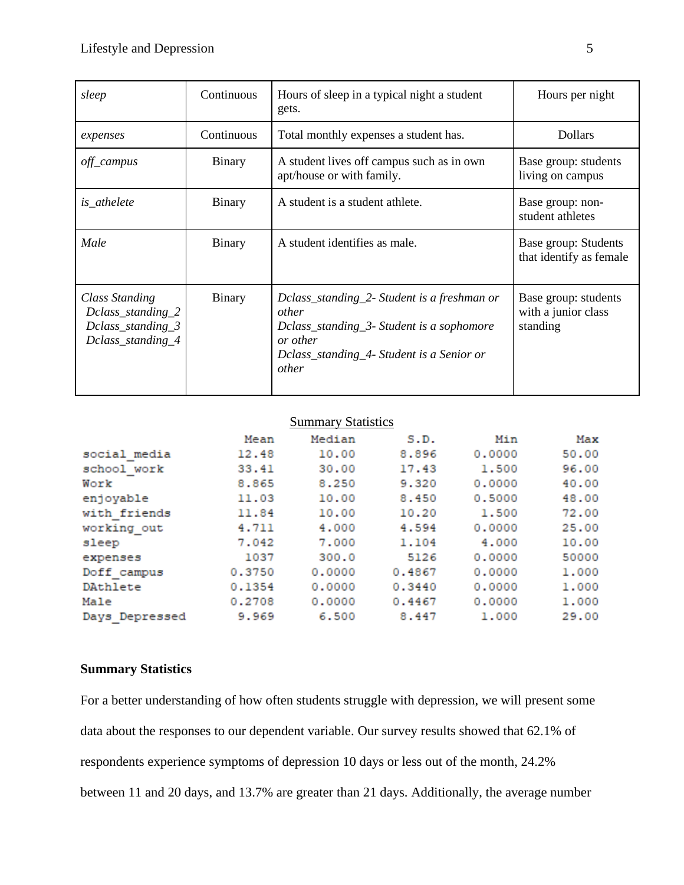| *sleep* | Continuous | Hours of sleep in a typical night a student gets. | Hours per night |
|---|---|---|---|
| *expenses* | Continuous | Total monthly expenses a student has. | Dollars |
| *off_campus* | Binary | A student lives off campus such as in own apt/house or with family. | Base group: students living on campus |
| *is_athelete* | Binary | A student is a student athlete. | Base group: non-student athletes |
| *Male* | Binary | A student identifies as male. | Base group: Students that identify as female |
| *Class Standing* *Dclass_standing_2* *Dclass_standing_3* *Dclass_standing_4* | Binary | *Dclass_standing_2- Student is a freshman or other* *Dclass_standing_3- Student is a sophomore or other* *Dclass_standing_4- Student is a Senior or other* | Base group: students with a junior class standing |

<u>Summary Statistics</u>

| | Mean | Median | S.D. | Min | Max |
|---|---|---|---|---|---|
| social_media | 12.48 | 10.00 | 8.896 | 0.0000 | 50.00 |
| school_work | 33.41 | 30.00 | 17.43 | 1.500 | 96.00 |
| Work | 8.865 | 8.250 | 9.320 | 0.0000 | 40.00 |
| enjoyable | 11.03 | 10.00 | 8.450 | 0.5000 | 48.00 |
| with_friends | 11.84 | 10.00 | 10.20 | 1.500 | 72.00 |
| working_out | 4.711 | 4.000 | 4.594 | 0.0000 | 25.00 |
| sleep | 7.042 | 7.000 | 1.104 | 4.000 | 10.00 |
| expenses | 1037 | 300.0 | 5126 | 0.0000 | 50000 |
| Doff_campus | 0.3750 | 0.0000 | 0.4867 | 0.0000 | 1.000 |
| DAthlete | 0.1354 | 0.0000 | 0.3440 | 0.0000 | 1.000 |
| Male | 0.2708 | 0.0000 | 0.4467 | 0.0000 | 1.000 |
| Days_Depressed | 9.969 | 6.500 | 8.447 | 1.000 | 29.00 |

**Summary Statistics**

For a better understanding of how often students struggle with depression, we will present some data about the responses to our dependent variable. Our survey results showed that 62.1% of respondents experience symptoms of depression 10 days or less out of the month, 24.2% between 11 and 20 days, and 13.7% are greater than 21 days. Additionally, the average number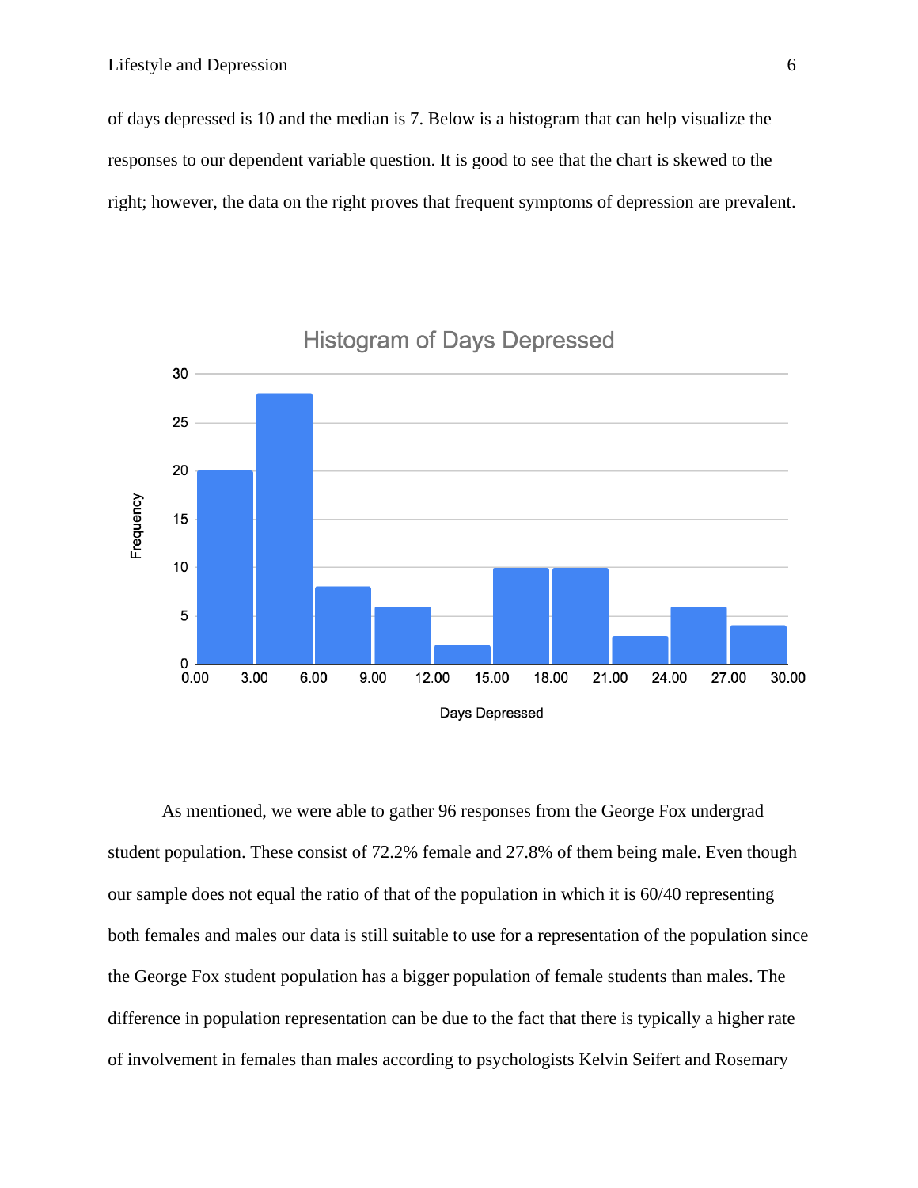of days depressed is 10 and the median is 7. Below is a histogram that can help visualize the responses to our dependent variable question. It is good to see that the chart is skewed to the right; however, the data on the right proves that frequent symptoms of depression are prevalent.

As mentioned, we were able to gather 96 responses from the George Fox undergrad student population. These consist of 72.2% female and 27.8% of them being male. Even though our sample does not equal the ratio of that of the population in which it is 60/40 representing both females and males our data is still suitable to use for a representation of the population since the George Fox student population has a bigger population of female students than males. The difference in population representation can be due to the fact that there is typically a higher rate of involvement in females than males according to psychologists Kelvin Seifert and Rosemary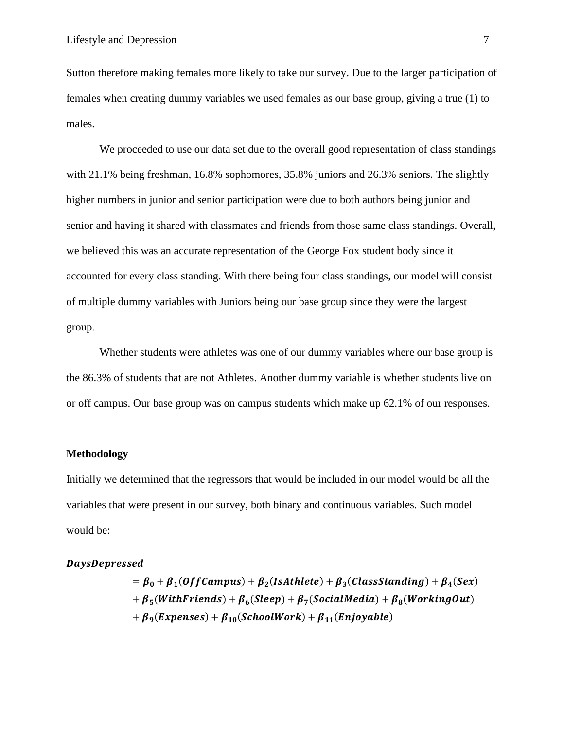Sutton therefore making females more likely to take our survey. Due to the larger participation of females when creating dummy variables we used females as our base group, giving a true (1) to males.

We proceeded to use our data set due to the overall good representation of class standings with 21.1% being freshman, 16.8% sophomores, 35.8% juniors and 26.3% seniors. The slightly higher numbers in junior and senior participation were due to both authors being junior and senior and having it shared with classmates and friends from those same class standings. Overall, we believed this was an accurate representation of the George Fox student body since it accounted for every class standing. With there being four class standings, our model will consist of multiple dummy variables with Juniors being our base group since they were the largest group.

Whether students were athletes was one of our dummy variables where our base group is the 86.3% of students that are not Athletes. Another dummy variable is whether students live on or off campus. Our base group was on campus students which make up 62.1% of our responses.

**Methodology**

Initially we determined that the regressors that would be included in our model would be all the variables that were present in our survey, both binary and continuous variables. Such model would be:

$$\begin{aligned}\boldsymbol{DaysDepressed} &= \boldsymbol{\beta_0} + \boldsymbol{\beta_1}(\boldsymbol{OffCampus}) + \boldsymbol{\beta_2}(\boldsymbol{IsAthlete}) + \boldsymbol{\beta_3}(\boldsymbol{ClassStanding}) + \boldsymbol{\beta_4}(\boldsymbol{Sex}) \\ &+ \boldsymbol{\beta_5}(\boldsymbol{WithFriends}) + \boldsymbol{\beta_6}(\boldsymbol{Sleep}) + \boldsymbol{\beta_7}(\boldsymbol{SocialMedia}) + \boldsymbol{\beta_8}(\boldsymbol{WorkingOut}) \\ &+ \boldsymbol{\beta_9}(\boldsymbol{Expenses}) + \boldsymbol{\beta_{10}}(\boldsymbol{SchoolWork}) + \boldsymbol{\beta_{11}}(\boldsymbol{Enjoyable})\end{aligned}$$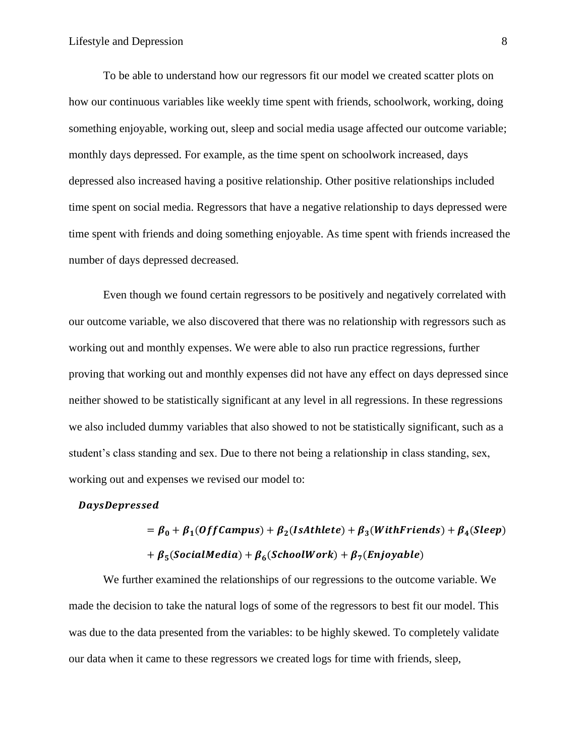To be able to understand how our regressors fit our model we created scatter plots on how our continuous variables like weekly time spent with friends, schoolwork, working, doing something enjoyable, working out, sleep and social media usage affected our outcome variable; monthly days depressed. For example, as the time spent on schoolwork increased, days depressed also increased having a positive relationship. Other positive relationships included time spent on social media. Regressors that have a negative relationship to days depressed were time spent with friends and doing something enjoyable. As time spent with friends increased the number of days depressed decreased.

Even though we found certain regressors to be positively and negatively correlated with our outcome variable, we also discovered that there was no relationship with regressors such as working out and monthly expenses. We were able to also run practice regressions, further proving that working out and monthly expenses did not have any effect on days depressed since neither showed to be statistically significant at any level in all regressions. In these regressions we also included dummy variables that also showed to not be statistically significant, such as a student's class standing and sex. Due to there not being a relationship in class standing, sex, working out and expenses we revised our model to:

$$\begin{aligned}\boldsymbol{DaysDepressed} &= \boldsymbol{\beta_0} + \boldsymbol{\beta_1}(\boldsymbol{OffCampus}) + \boldsymbol{\beta_2}(\boldsymbol{IsAthlete}) + \boldsymbol{\beta_3}(\boldsymbol{WithFriends}) + \boldsymbol{\beta_4}(\boldsymbol{Sleep}) \\ &+ \boldsymbol{\beta_5}(\boldsymbol{SocialMedia}) + \boldsymbol{\beta_6}(\boldsymbol{SchoolWork}) + \boldsymbol{\beta_7}(\boldsymbol{Enjoyable})\end{aligned}$$

We further examined the relationships of our regressions to the outcome variable. We made the decision to take the natural logs of some of the regressors to best fit our model. This was due to the data presented from the variables: to be highly skewed. To completely validate our data when it came to these regressors we created logs for time with friends, sleep,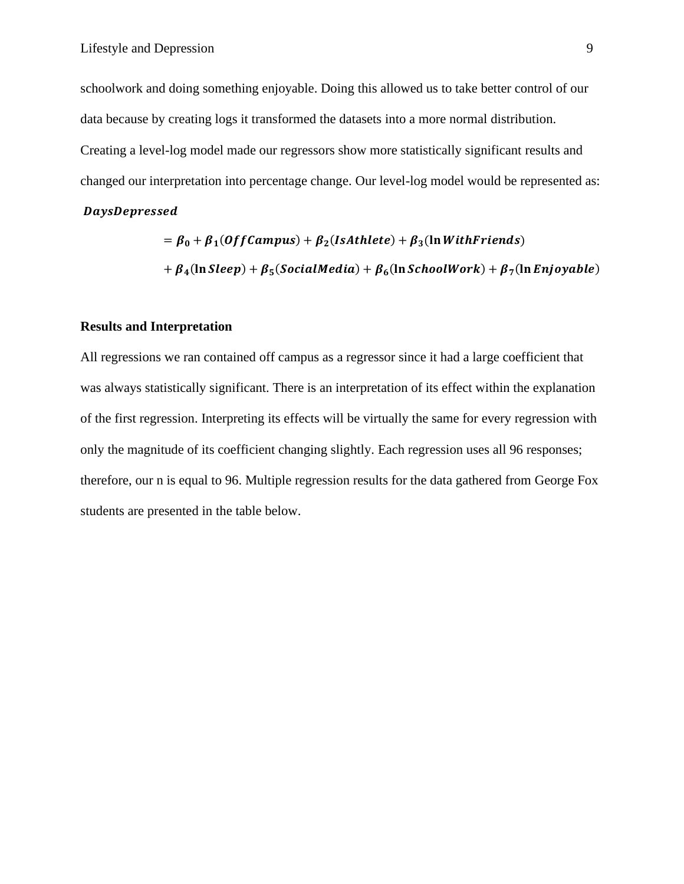schoolwork and doing something enjoyable. Doing this allowed us to take better control of our data because by creating logs it transformed the datasets into a more normal distribution. Creating a level-log model made our regressors show more statistically significant results and changed our interpretation into percentage change. Our level-log model would be represented as:

$$\begin{aligned} \boldsymbol{DaysDepressed} &= \boldsymbol{\beta_0} + \boldsymbol{\beta_1}(\boldsymbol{OffCampus}) + \boldsymbol{\beta_2}(\boldsymbol{IsAthlete}) + \boldsymbol{\beta_3}(\ln \boldsymbol{WithFriends}) \\ &+ \boldsymbol{\beta_4}(\ln \boldsymbol{Sleep}) + \boldsymbol{\beta_5}(\boldsymbol{SocialMedia}) + \boldsymbol{\beta_6}(\ln \boldsymbol{SchoolWork}) + \boldsymbol{\beta_7}(\ln \boldsymbol{Enjoyable}) \end{aligned}$$

**Results and Interpretation**

All regressions we ran contained off campus as a regressor since it had a large coefficient that was always statistically significant. There is an interpretation of its effect within the explanation of the first regression. Interpreting its effects will be virtually the same for every regression with only the magnitude of its coefficient changing slightly. Each regression uses all 96 responses; therefore, our n is equal to 96. Multiple regression results for the data gathered from George Fox students are presented in the table below.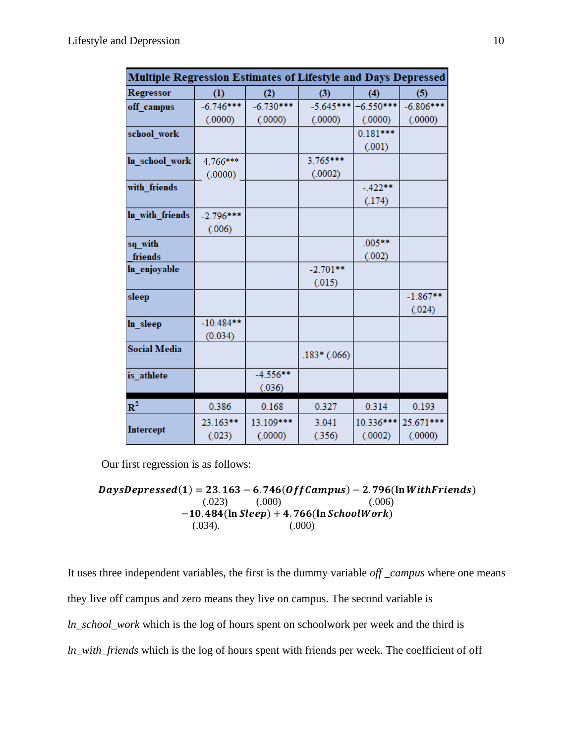| Multiple Regression Estimates of Lifestyle and Days Depressed | | | | | |
|---|---|---|---|---|---|
| Regressor | (1) | (2) | (3) | (4) | (5) |
| off_campus | -6.746*** (.0000) | -6.730*** (.0000) | -5.645*** (.0000) | -6.550*** (.0000) | -6.806*** (.0000) |
| school_work | | | | 0.181*** (.001) | |
| ln_school_work | 4.766*** (.0000) | | 3.765*** (.0002) | | |
| with_friends | | | | -.422** (.174) | |
| ln_with_friends | -2.796*** (.006) | | | | |
| sq_with friends | | | | .005** (.002) | |
| ln_enjoyable | | | -2.701** (.015) | | |
| sleep | | | | | -1.867** (.024) |
| ln_sleep | -10.484** (0.034) | | | | |
| Social Media | | | .183* (.066) | | |
| is_athlete | | -4.556** (.036) | | | |
| $R^2$ | 0.386 | 0.168 | 0.327 | 0.314 | 0.193 |
| Intercept | 23.163** (.023) | 13.109*** (.0000) | 3.041 (.356) | 10.336*** (.0002) | 25.671*** (.0000) |

Our first regression is as follows:

$$\underset{}{DaysDepressed(1)} = \underset{(.023)}{23.163} - \underset{(.000)}{6.746}(OffCampus) - \underset{(.006)}{2.796}(\ln WithFriends)$$
$$- \underset{(.034).}{10.484}(\ln Sleep) + \underset{(.000)}{4.766}(\ln SchoolWork)$$

It uses three independent variables, the first is the dummy variable *off _campus* where one means they live off campus and zero means they live on campus. The second variable is *ln_school_work* which is the log of hours spent on schoolwork per week and the third is *ln_with_friends* which is the log of hours spent with friends per week. The coefficient of off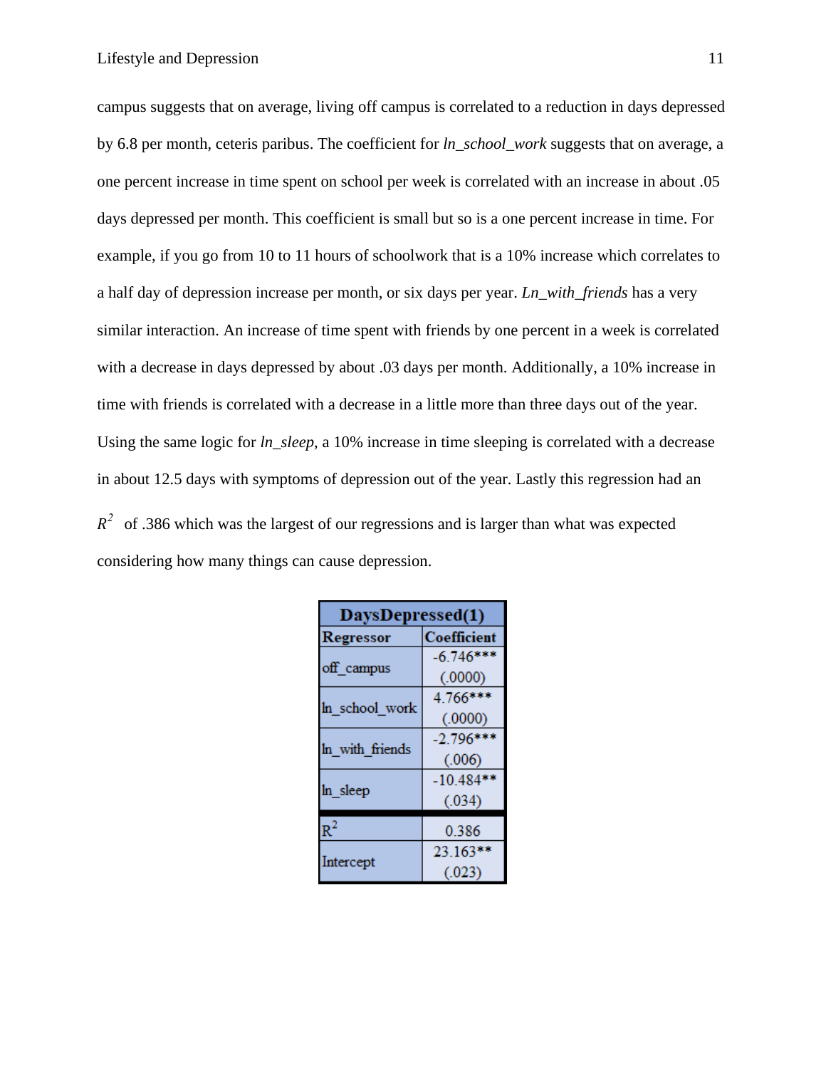campus suggests that on average, living off campus is correlated to a reduction in days depressed by 6.8 per month, ceteris paribus. The coefficient for *ln_school_work* suggests that on average, a one percent increase in time spent on school per week is correlated with an increase in about .05 days depressed per month. This coefficient is small but so is a one percent increase in time. For example, if you go from 10 to 11 hours of schoolwork that is a 10% increase which correlates to a half day of depression increase per month, or six days per year. *Ln_with_friends* has a very similar interaction. An increase of time spent with friends by one percent in a week is correlated with a decrease in days depressed by about .03 days per month. Additionally, a 10% increase in time with friends is correlated with a decrease in a little more than three days out of the year. Using the same logic for *ln_sleep*, a 10% increase in time sleeping is correlated with a decrease in about 12.5 days with symptoms of depression out of the year. Lastly this regression had an $R^2$ of .386 which was the largest of our regressions and is larger than what was expected considering how many things can cause depression.

| DaysDepressed(1) | |
|---|---|
| **Regressor** | **Coefficient** |
| off_campus | -6.746*** (.0000) |
| ln_school_work | 4.766*** (.0000) |
| ln_with_friends | -2.796*** (.006) |
| ln_sleep | -10.484** (.034) |
| $R^2$ | 0.386 |
| Intercept | 23.163** (.023) |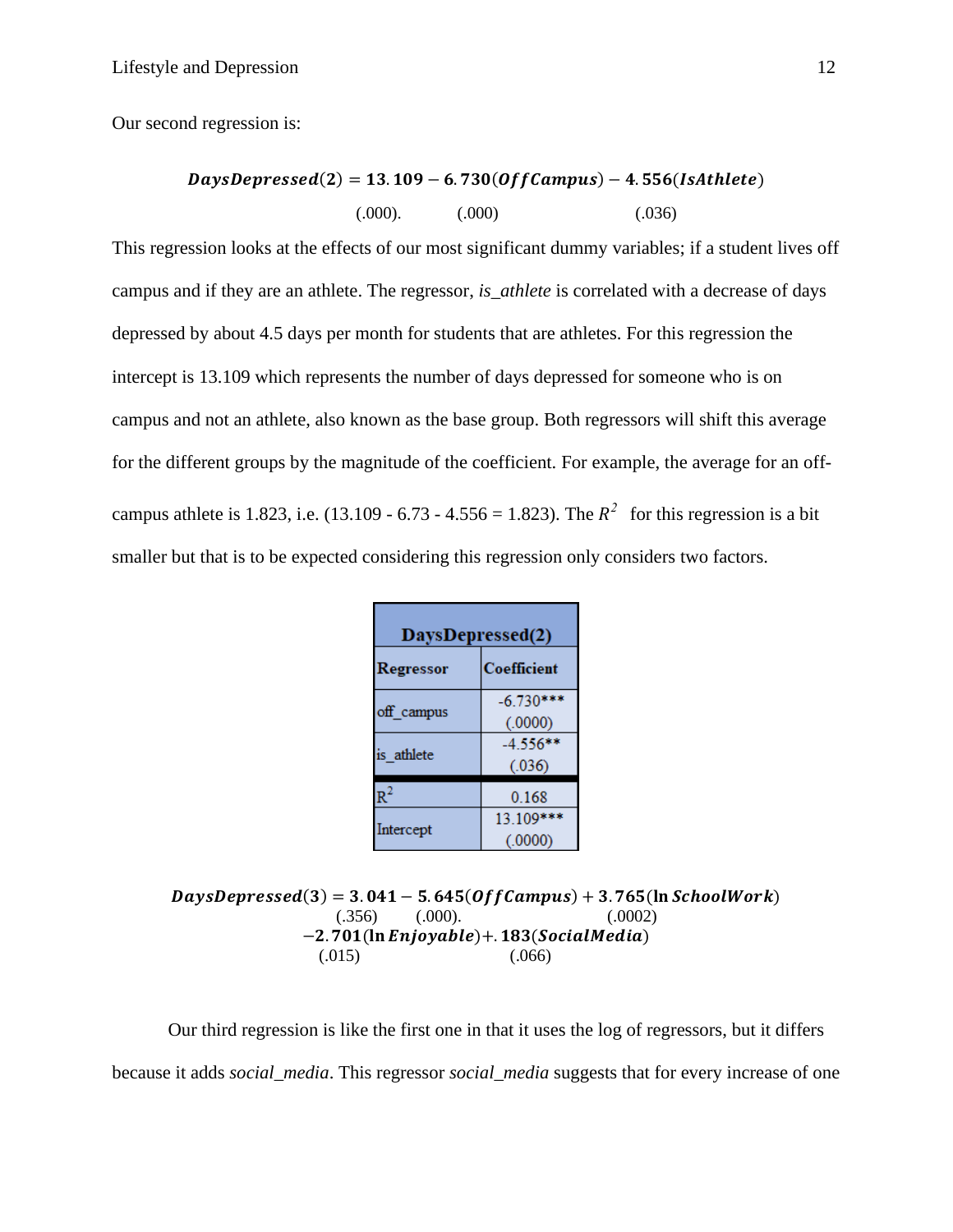Our second regression is:

$$\boldsymbol{DaysDepressed(2) = 13.109 - 6.730(OffCampus) - 4.556(IsAthlete)}$$

(.000). (.000) (.036)

This regression looks at the effects of our most significant dummy variables; if a student lives off campus and if they are an athlete. The regressor, *is_athlete* is correlated with a decrease of days depressed by about 4.5 days per month for students that are athletes. For this regression the intercept is 13.109 which represents the number of days depressed for someone who is on campus and not an athlete, also known as the base group. Both regressors will shift this average for the different groups by the magnitude of the coefficient. For example, the average for an off-campus athlete is 1.823, i.e. (13.109 - 6.73 - 4.556 = 1.823). The $R^2$ for this regression is a bit smaller but that is to be expected considering this regression only considers two factors.

| DaysDepressed(2) | |
|---|---|
| **Regressor** | **Coefficient** |
| off_campus | -6.730*** (.0000) |
| is_athlete | -4.556** (.036) |
| $R^2$ | 0.168 |
| Intercept | 13.109*** (.0000) |

$$\boldsymbol{DaysDepressed(3) = 3.041 - 5.645(OffCampus) + 3.765(\ln SchoolWork)}$$

(.356) (.000). (.0002)

$$\boldsymbol{-2.701(\ln Enjoyable) + .183(SocialMedia)}$$

(.015) (.066)

Our third regression is like the first one in that it uses the log of regressors, but it differs because it adds *social_media*. This regressor *social_media* suggests that for every increase of one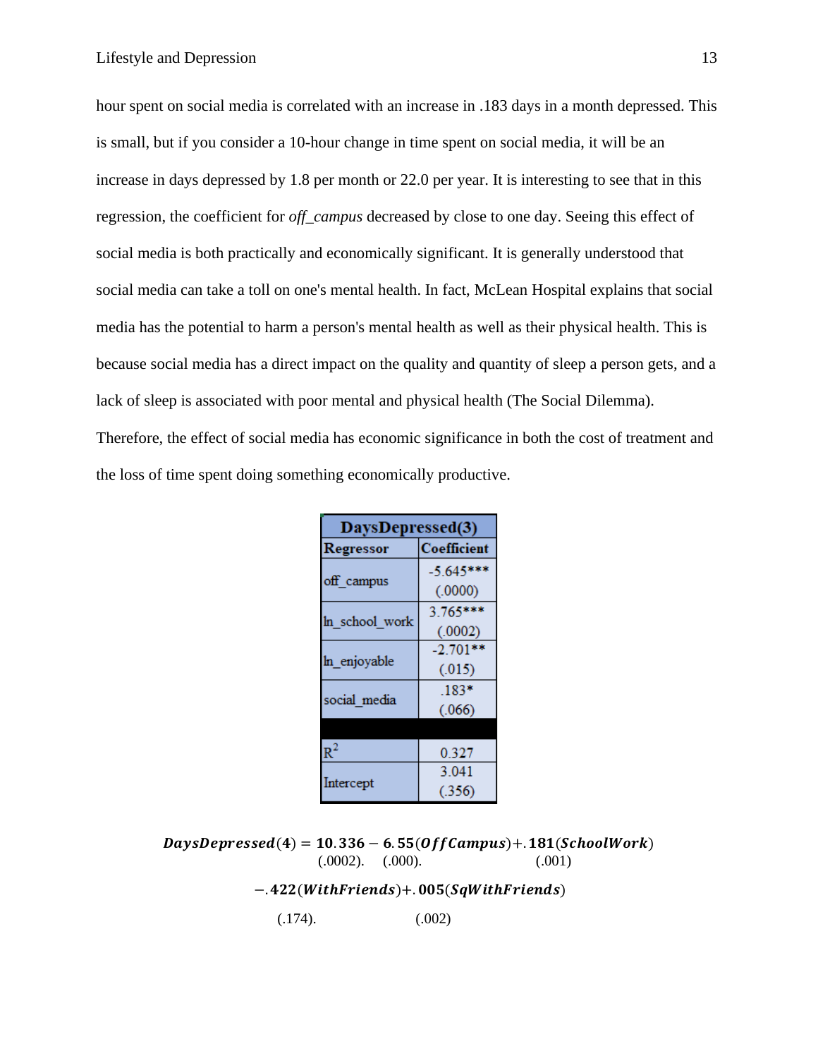hour spent on social media is correlated with an increase in .183 days in a month depressed. This is small, but if you consider a 10-hour change in time spent on social media, it will be an increase in days depressed by 1.8 per month or 22.0 per year. It is interesting to see that in this regression, the coefficient for *off_campus* decreased by close to one day. Seeing this effect of social media is both practically and economically significant. It is generally understood that social media can take a toll on one's mental health. In fact, McLean Hospital explains that social media has the potential to harm a person's mental health as well as their physical health. This is because social media has a direct impact on the quality and quantity of sleep a person gets, and a lack of sleep is associated with poor mental and physical health (The Social Dilemma). Therefore, the effect of social media has economic significance in both the cost of treatment and the loss of time spent doing something economically productive.

| DaysDepressed(3) | |
|---|---|
| **Regressor** | **Coefficient** |
| off_campus | -5.645*** (.0000) |
| ln_school_work | 3.765*** (.0002) |
| ln_enjoyable | -2.701** (.015) |
| social_media | .183* (.066) |
| | |
| $R^2$ | 0.327 |
| Intercept | 3.041 (.356) |

$$\boldsymbol{DaysDepressed(4) = 10.336 - 6.55(OffCampus) + .181(SchoolWork)}$$

(.0002). (.000). (.001)

$$\boldsymbol{- .422(WithFriends) + .005(SqWithFriends)}$$

(.174). (.002)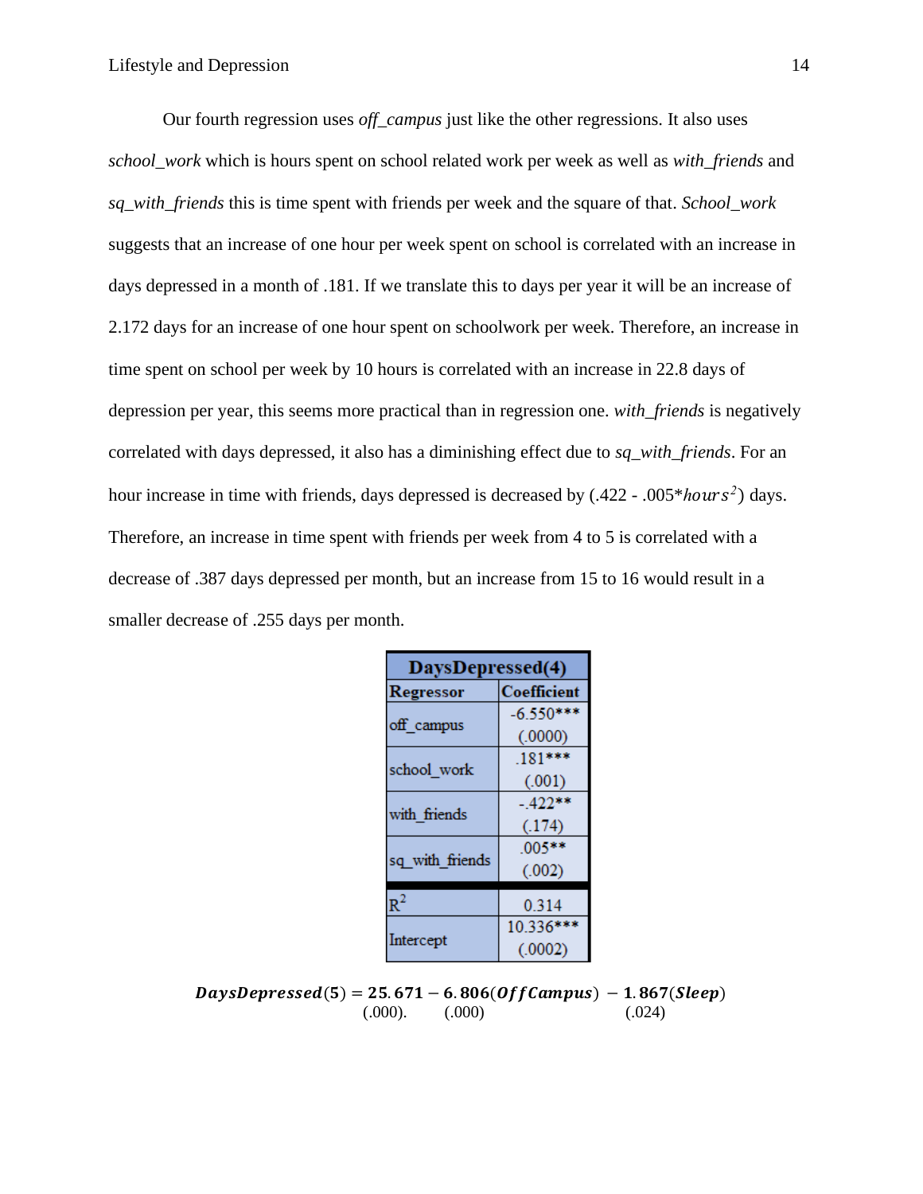Our fourth regression uses *off_campus* just like the other regressions. It also uses *school_work* which is hours spent on school related work per week as well as *with_friends* and *sq_with_friends* this is time spent with friends per week and the square of that. *School_work* suggests that an increase of one hour per week spent on school is correlated with an increase in days depressed in a month of .181. If we translate this to days per year it will be an increase of 2.172 days for an increase of one hour spent on schoolwork per week. Therefore, an increase in time spent on school per week by 10 hours is correlated with an increase in 22.8 days of depression per year, this seems more practical than in regression one. *with_friends* is negatively correlated with days depressed, it also has a diminishing effect due to *sq_with_friends*. For an hour increase in time with friends, days depressed is decreased by (.422 - .005*$hours^2$) days. Therefore, an increase in time spent with friends per week from 4 to 5 is correlated with a decrease of .387 days depressed per month, but an increase from 15 to 16 would result in a smaller decrease of .255 days per month.

| **DaysDepressed(4)** | |
|---|---|
| **Regressor** | **Coefficient** |
| off_campus | -6.550*** (.0000) |
| school_work | .181*** (.001) |
| with_friends | -.422** (.174) |
| sq_with_friends | .005** (.002) |
| $R^2$ | 0.314 |
| Intercept | 10.336*** (.0002) |

$$\boldsymbol{DaysDepressed(5) = 25.671 - 6.806(OffCampus) - 1.867(Sleep)}$$

(.000). (.000) (.024)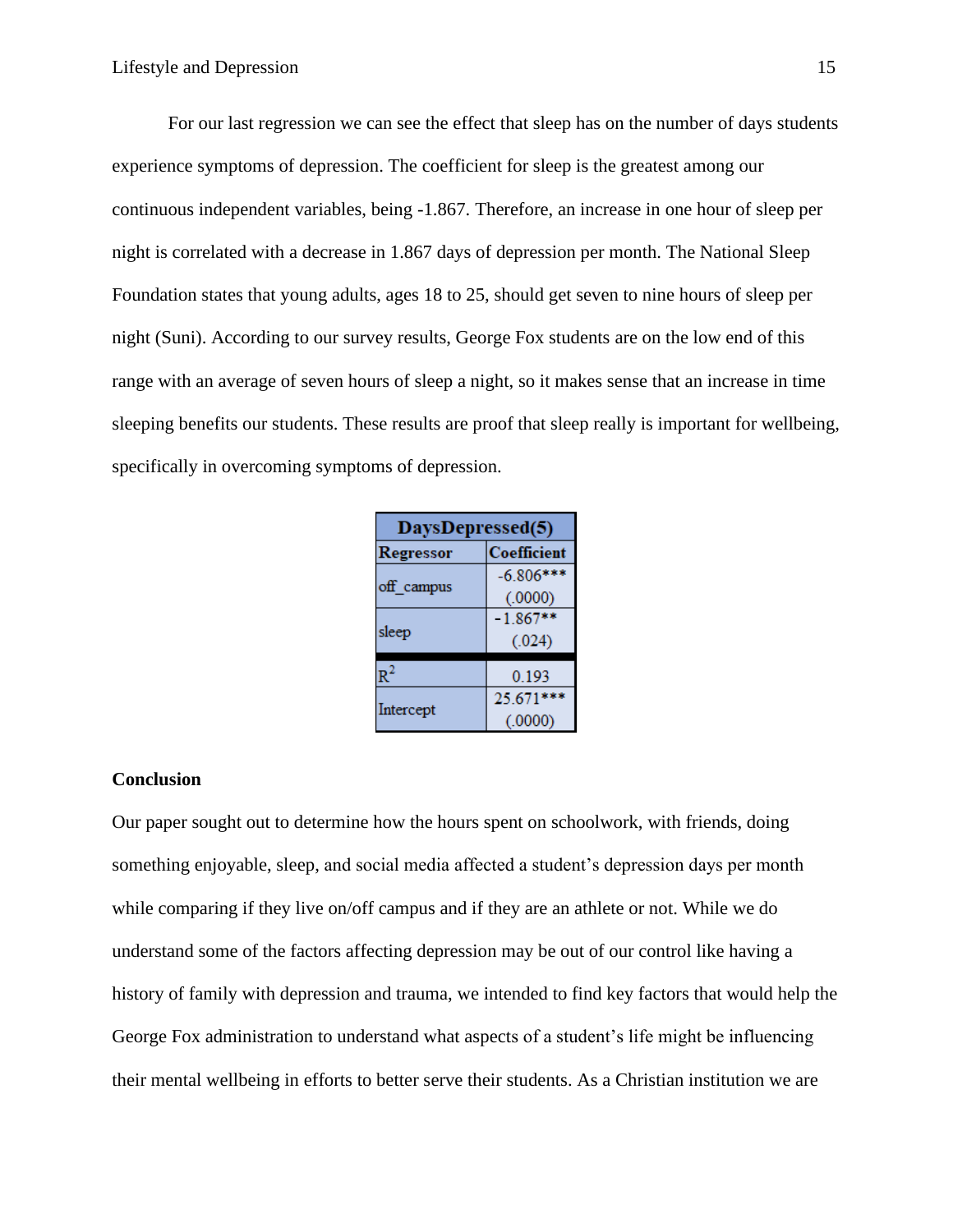For our last regression we can see the effect that sleep has on the number of days students experience symptoms of depression. The coefficient for sleep is the greatest among our continuous independent variables, being -1.867. Therefore, an increase in one hour of sleep per night is correlated with a decrease in 1.867 days of depression per month. The National Sleep Foundation states that young adults, ages 18 to 25, should get seven to nine hours of sleep per night (Suni). According to our survey results, George Fox students are on the low end of this range with an average of seven hours of sleep a night, so it makes sense that an increase in time sleeping benefits our students. These results are proof that sleep really is important for wellbeing, specifically in overcoming symptoms of depression.

| DaysDepressed(5) | |
|---|---|
| **Regressor** | **Coefficient** |
| off_campus | -6.806*** (.0000) |
| sleep | -1.867** (.024) |
| $R^2$ | 0.193 |
| Intercept | 25.671*** (.0000) |

**Conclusion**

Our paper sought out to determine how the hours spent on schoolwork, with friends, doing something enjoyable, sleep, and social media affected a student's depression days per month while comparing if they live on/off campus and if they are an athlete or not. While we do understand some of the factors affecting depression may be out of our control like having a history of family with depression and trauma, we intended to find key factors that would help the George Fox administration to understand what aspects of a student's life might be influencing their mental wellbeing in efforts to better serve their students. As a Christian institution we are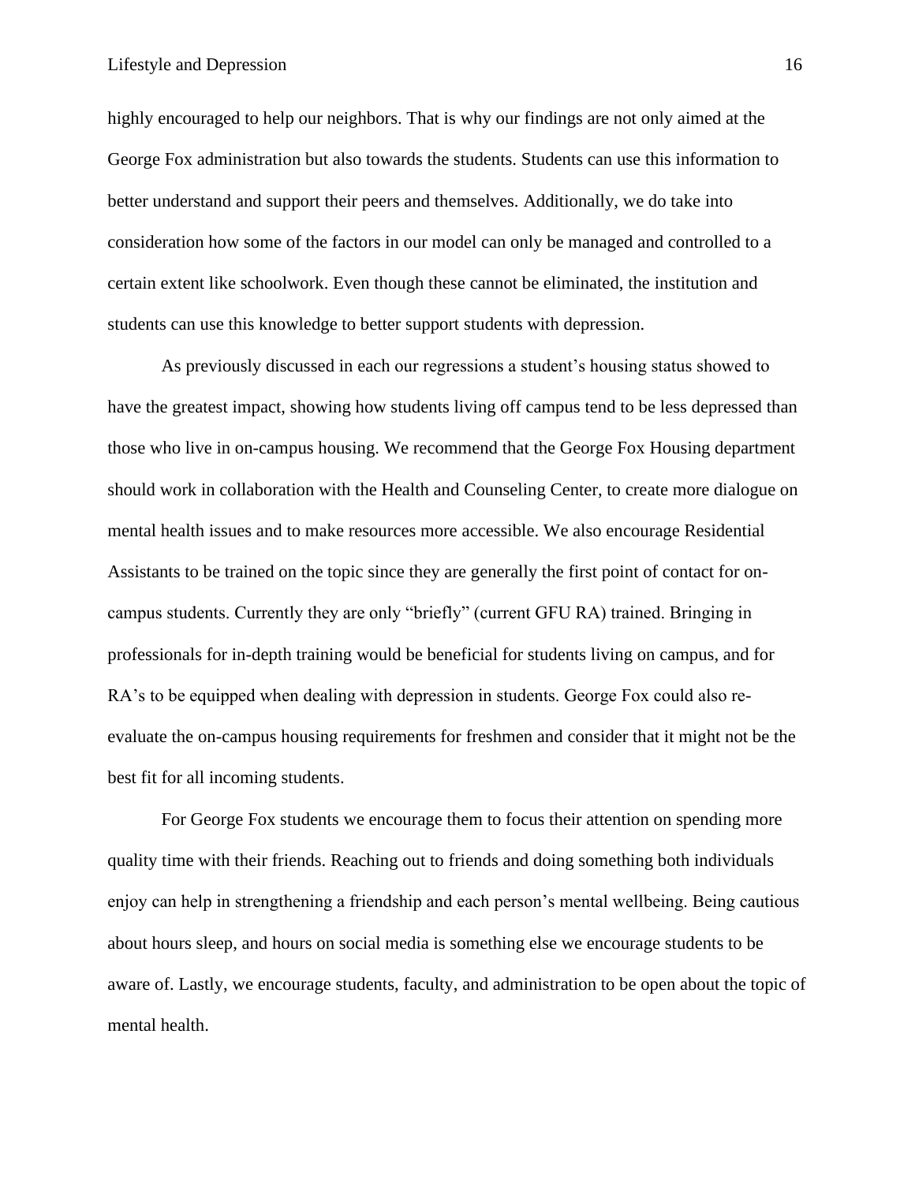highly encouraged to help our neighbors. That is why our findings are not only aimed at the George Fox administration but also towards the students. Students can use this information to better understand and support their peers and themselves. Additionally, we do take into consideration how some of the factors in our model can only be managed and controlled to a certain extent like schoolwork. Even though these cannot be eliminated, the institution and students can use this knowledge to better support students with depression.

As previously discussed in each our regressions a student's housing status showed to have the greatest impact, showing how students living off campus tend to be less depressed than those who live in on-campus housing. We recommend that the George Fox Housing department should work in collaboration with the Health and Counseling Center, to create more dialogue on mental health issues and to make resources more accessible. We also encourage Residential Assistants to be trained on the topic since they are generally the first point of contact for on-campus students. Currently they are only "briefly" (current GFU RA) trained. Bringing in professionals for in-depth training would be beneficial for students living on campus, and for RA's to be equipped when dealing with depression in students. George Fox could also re-evaluate the on-campus housing requirements for freshmen and consider that it might not be the best fit for all incoming students.

For George Fox students we encourage them to focus their attention on spending more quality time with their friends. Reaching out to friends and doing something both individuals enjoy can help in strengthening a friendship and each person's mental wellbeing. Being cautious about hours sleep, and hours on social media is something else we encourage students to be aware of. Lastly, we encourage students, faculty, and administration to be open about the topic of mental health.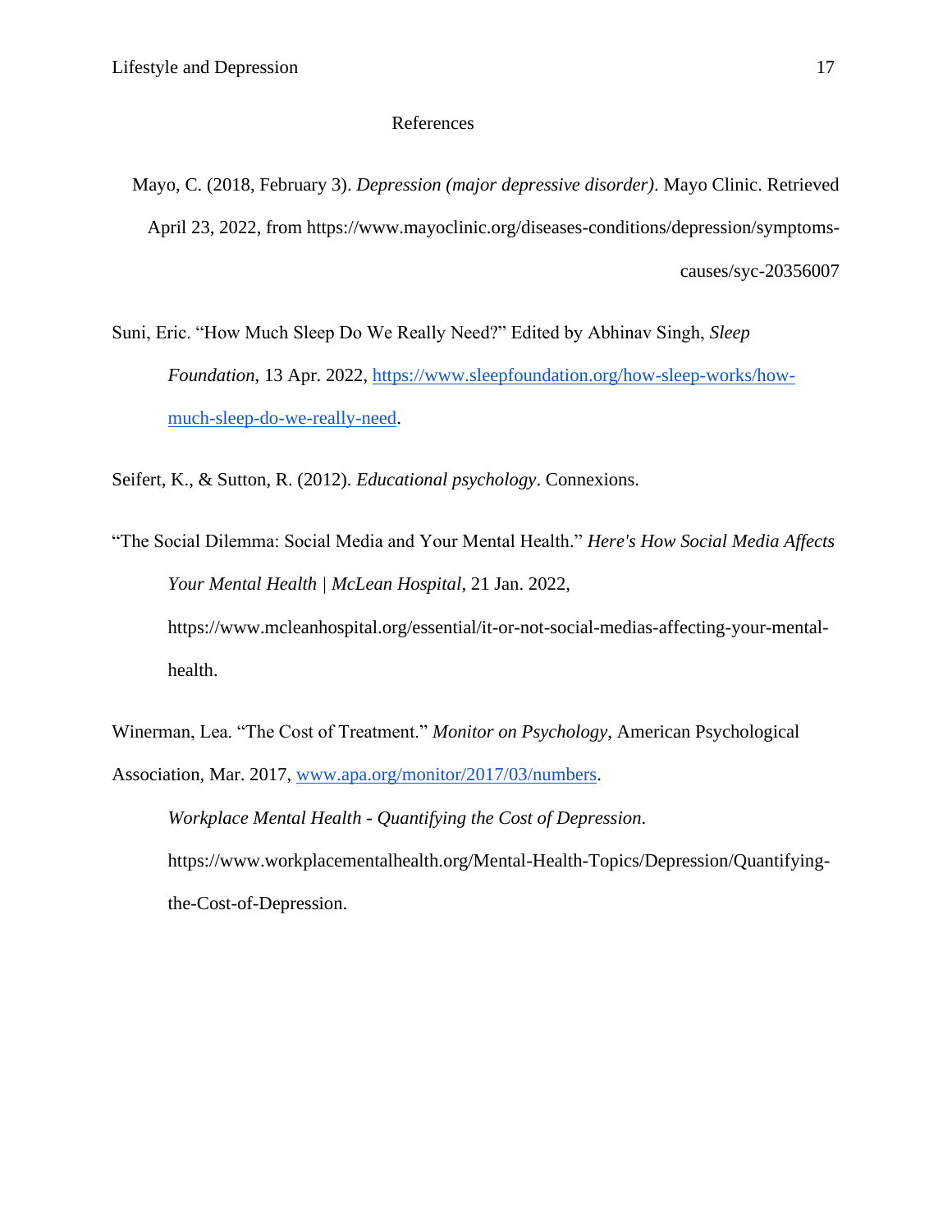# References

Mayo, C. (2018, February 3). *Depression (major depressive disorder)*. Mayo Clinic. Retrieved April 23, 2022, from https://www.mayoclinic.org/diseases-conditions/depression/symptoms-causes/syc-20356007

Suni, Eric. "How Much Sleep Do We Really Need?" Edited by Abhinav Singh, *Sleep Foundation*, 13 Apr. 2022, https://www.sleepfoundation.org/how-sleep-works/how-much-sleep-do-we-really-need.

Seifert, K., & Sutton, R. (2012). *Educational psychology*. Connexions.

"The Social Dilemma: Social Media and Your Mental Health." *Here's How Social Media Affects Your Mental Health | McLean Hospital*, 21 Jan. 2022, https://www.mcleanhospital.org/essential/it-or-not-social-medias-affecting-your-mental-health.

Winerman, Lea. "The Cost of Treatment." *Monitor on Psychology*, American Psychological Association, Mar. 2017, www.apa.org/monitor/2017/03/numbers.

*Workplace Mental Health - Quantifying the Cost of Depression*. https://www.workplacementalhealth.org/Mental-Health-Topics/Depression/Quantifying-the-Cost-of-Depression.